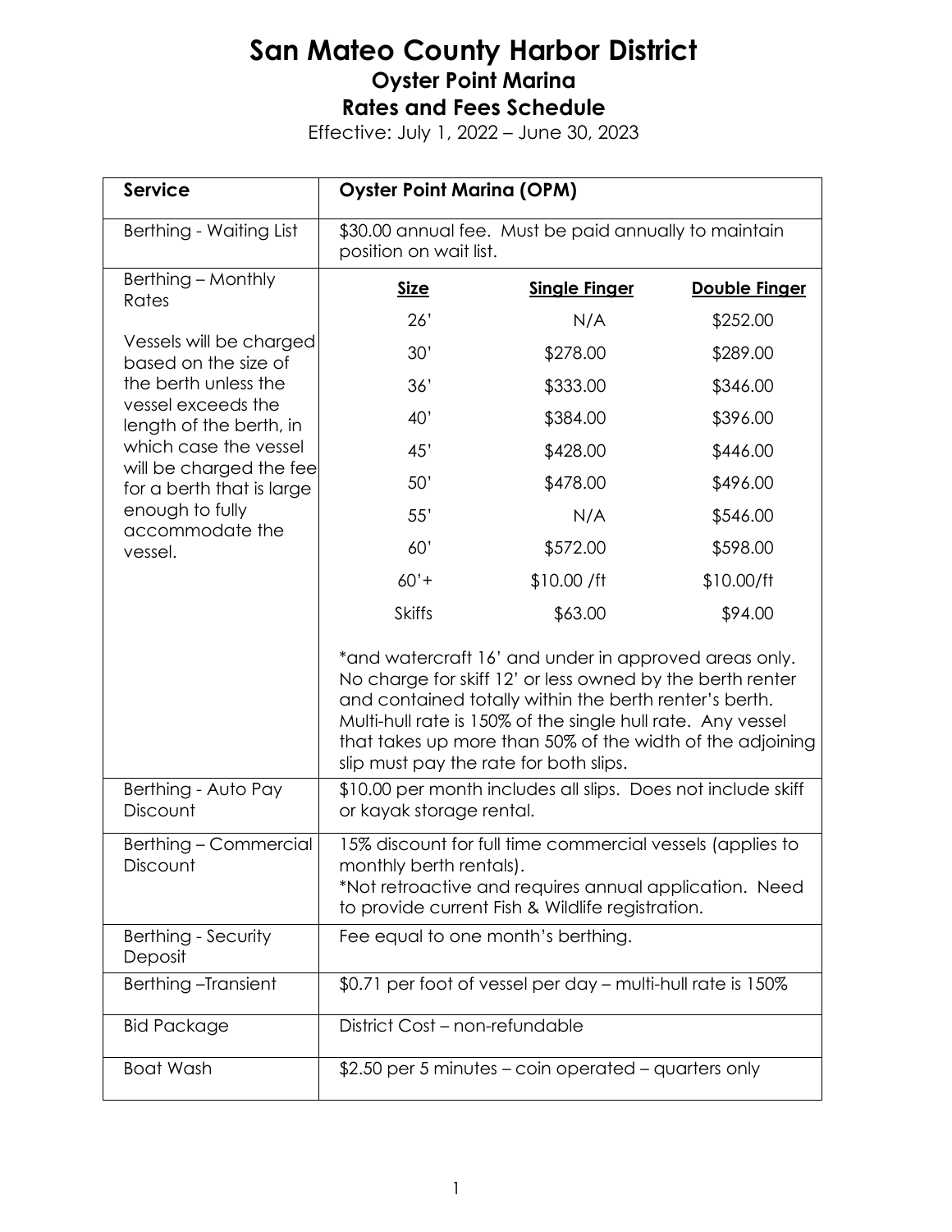# San Mateo County Harbor District

## Oyster Point Marina

## Rates and Fees Schedule

Effective: July 1, 2022 – June 30, 2023

| Service | Oyster Point Marina (OPM) | | |
|---|---|---|---|
| Berthing - Waiting List | $30.00 annual fee. Must be paid annually to maintain position on wait list. | | |
| Berthing – Monthly Rates<br><br>Vessels will be charged based on the size of the berth unless the vessel exceeds the length of the berth, in which case the vessel will be charged the fee for a berth that is large enough to fully accommodate the vessel. | **Size** | **Single Finger** | **Double Finger** |
| | 26' | N/A | $252.00 |
| | 30' | $278.00 | $289.00 |
| | 36' | $333.00 | $346.00 |
| | 40' | $384.00 | $396.00 |
| | 45' | $428.00 | $446.00 |
| | 50' | $478.00 | $496.00 |
| | 55' | N/A | $546.00 |
| | 60' | $572.00 | $598.00 |
| | 60'+ | $10.00 /ft | $10.00/ft |
| | Skiffs | $63.00 | $94.00 |
| | *and watercraft 16' and under in approved areas only. No charge for skiff 12' or less owned by the berth renter and contained totally within the berth renter's berth. Multi-hull rate is 150% of the single hull rate. Any vessel that takes up more than 50% of the width of the adjoining slip must pay the rate for both slips. | | |
| Berthing - Auto Pay Discount | $10.00 per month includes all slips. Does not include skiff or kayak storage rental. | | |
| Berthing – Commercial Discount | 15% discount for full time commercial vessels (applies to monthly berth rentals).<br>*Not retroactive and requires annual application. Need to provide current Fish & Wildlife registration. | | |
| Berthing - Security Deposit | Fee equal to one month's berthing. | | |
| Berthing –Transient | $0.71 per foot of vessel per day – multi-hull rate is 150% | | |
| Bid Package | District Cost – non-refundable | | |
| Boat Wash | $2.50 per 5 minutes – coin operated – quarters only | | |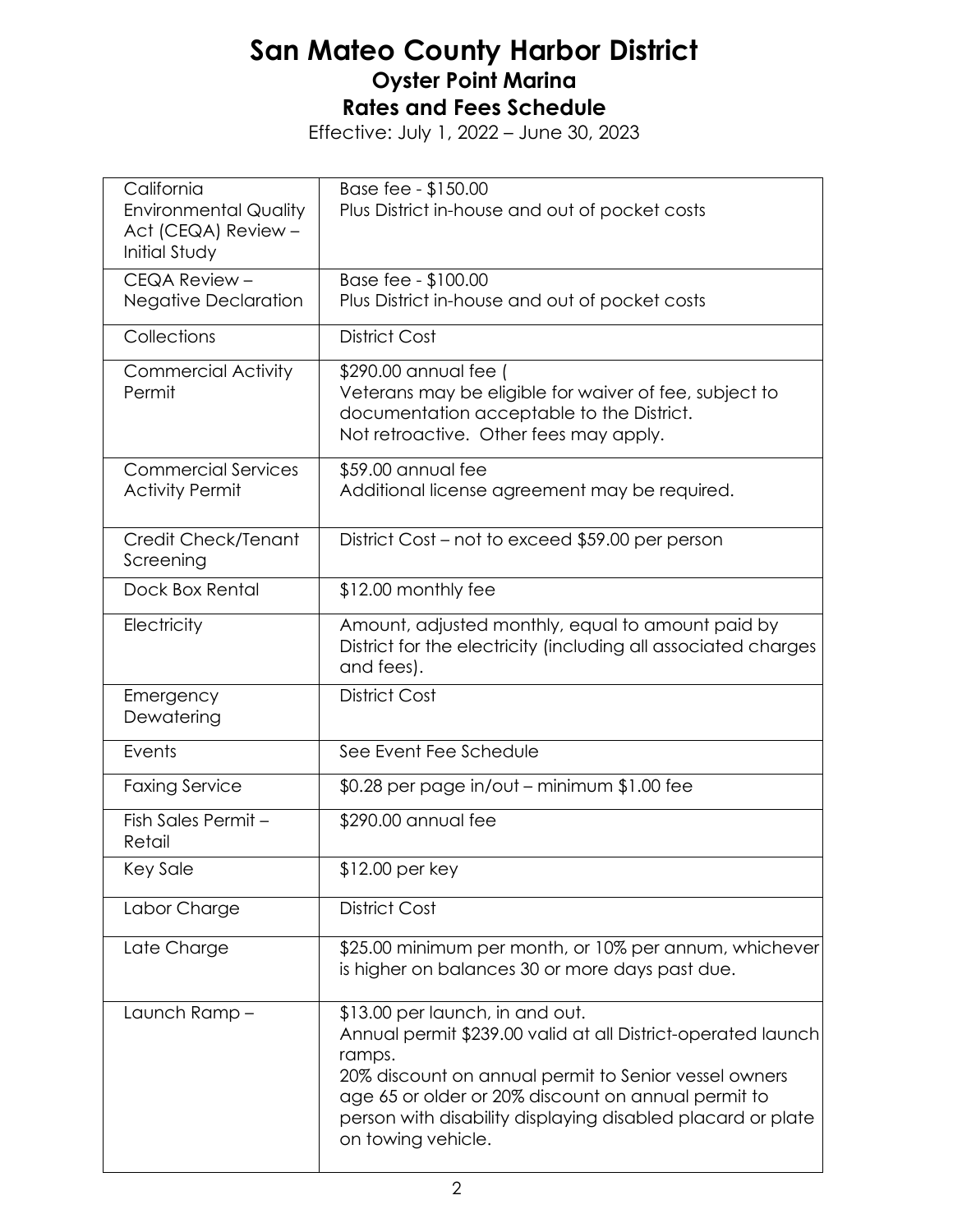# San Mateo County Harbor District

## Oyster Point Marina

## Rates and Fees Schedule

Effective: July 1, 2022 – June 30, 2023

| | |
|---|---|
| California Environmental Quality Act (CEQA) Review – Initial Study | Base fee - $150.00<br>Plus District in-house and out of pocket costs |
| CEQA Review – Negative Declaration | Base fee - $100.00<br>Plus District in-house and out of pocket costs |
| Collections | District Cost |
| Commercial Activity Permit | $290.00 annual fee (<br>Veterans may be eligible for waiver of fee, subject to documentation acceptable to the District.<br>Not retroactive. Other fees may apply. |
| Commercial Services Activity Permit | $59.00 annual fee<br>Additional license agreement may be required. |
| Credit Check/Tenant Screening | District Cost – not to exceed $59.00 per person |
| Dock Box Rental | $12.00 monthly fee |
| Electricity | Amount, adjusted monthly, equal to amount paid by District for the electricity (including all associated charges and fees). |
| Emergency Dewatering | District Cost |
| Events | See Event Fee Schedule |
| Faxing Service | $0.28 per page in/out – minimum $1.00 fee |
| Fish Sales Permit – Retail | $290.00 annual fee |
| Key Sale | $12.00 per key |
| Labor Charge | District Cost |
| Late Charge | $25.00 minimum per month, or 10% per annum, whichever is higher on balances 30 or more days past due. |
| Launch Ramp – | $13.00 per launch, in and out.<br>Annual permit $239.00 valid at all District-operated launch ramps.<br>20% discount on annual permit to Senior vessel owners age 65 or older or 20% discount on annual permit to person with disability displaying disabled placard or plate on towing vehicle. |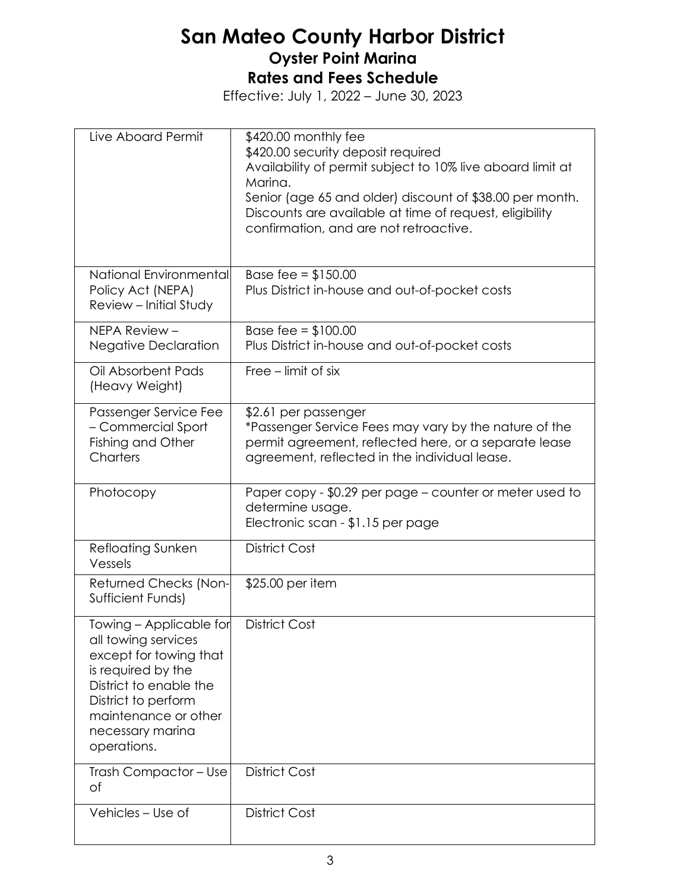# San Mateo County Harbor District

## Oyster Point Marina

## Rates and Fees Schedule

Effective: July 1, 2022 – June 30, 2023

| | |
|---|---|
| Live Aboard Permit | $420.00 monthly fee<br>$420.00 security deposit required<br>Availability of permit subject to 10% live aboard limit at Marina.<br>Senior (age 65 and older) discount of $38.00 per month.<br>Discounts are available at time of request, eligibility confirmation, and are not retroactive. |
| National Environmental Policy Act (NEPA) Review – Initial Study | Base fee = $150.00<br>Plus District in-house and out-of-pocket costs |
| NEPA Review – Negative Declaration | Base fee = $100.00<br>Plus District in-house and out-of-pocket costs |
| Oil Absorbent Pads (Heavy Weight) | Free – limit of six |
| Passenger Service Fee – Commercial Sport Fishing and Other Charters | $2.61 per passenger<br>*Passenger Service Fees may vary by the nature of the permit agreement, reflected here, or a separate lease agreement, reflected in the individual lease. |
| Photocopy | Paper copy - $0.29 per page – counter or meter used to determine usage.<br>Electronic scan - $1.15 per page |
| Refloating Sunken Vessels | District Cost |
| Returned Checks (Non-Sufficient Funds) | $25.00 per item |
| Towing – Applicable for all towing services except for towing that is required by the District to enable the District to perform maintenance or other necessary marina operations. | District Cost |
| Trash Compactor – Use of | District Cost |
| Vehicles – Use of | District Cost |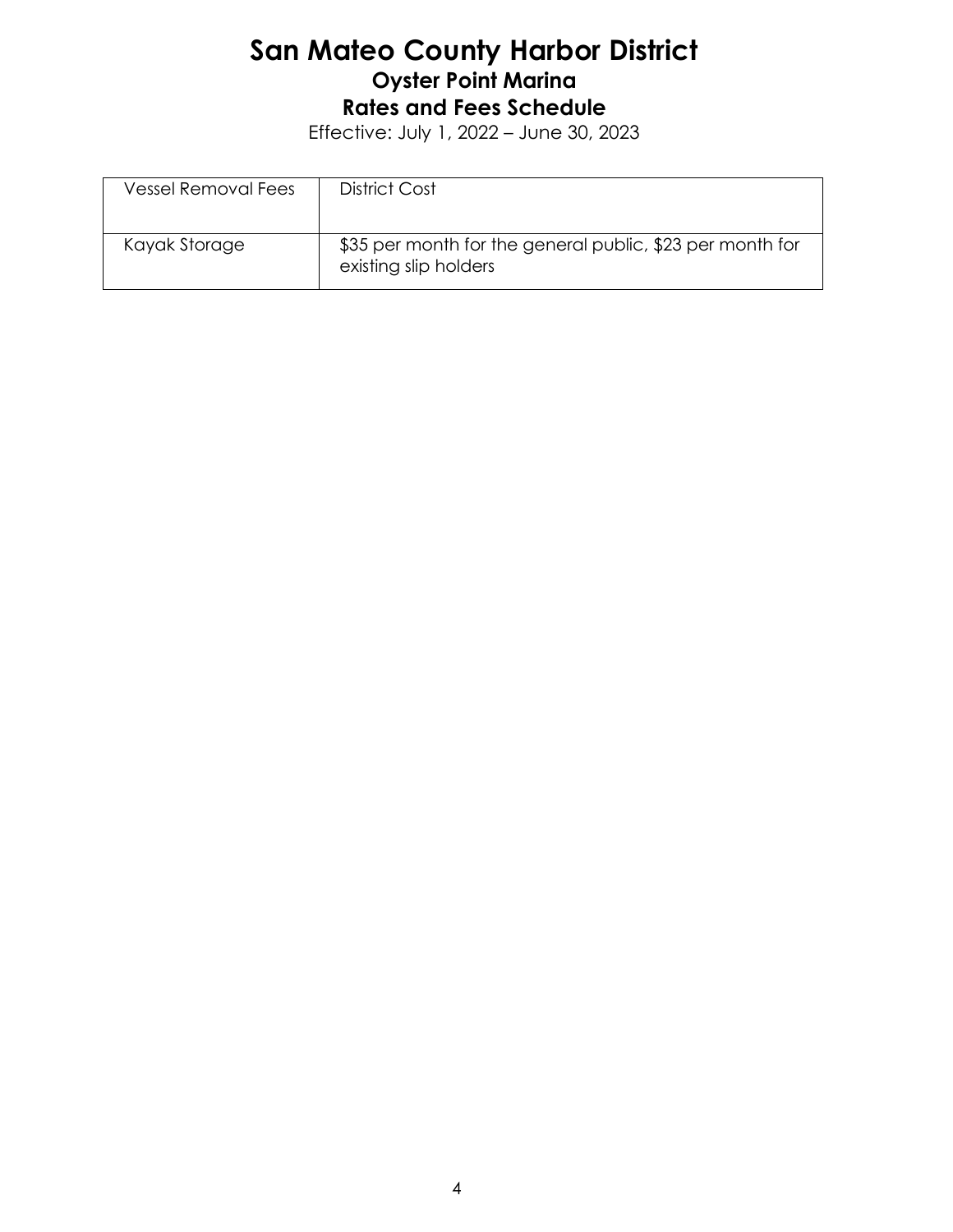# San Mateo County Harbor District

## Oyster Point Marina

## Rates and Fees Schedule

Effective: July 1, 2022 – June 30, 2023

| | |
|---|---|
| Vessel Removal Fees | District Cost |
| Kayak Storage | $35 per month for the general public, $23 per month for existing slip holders |